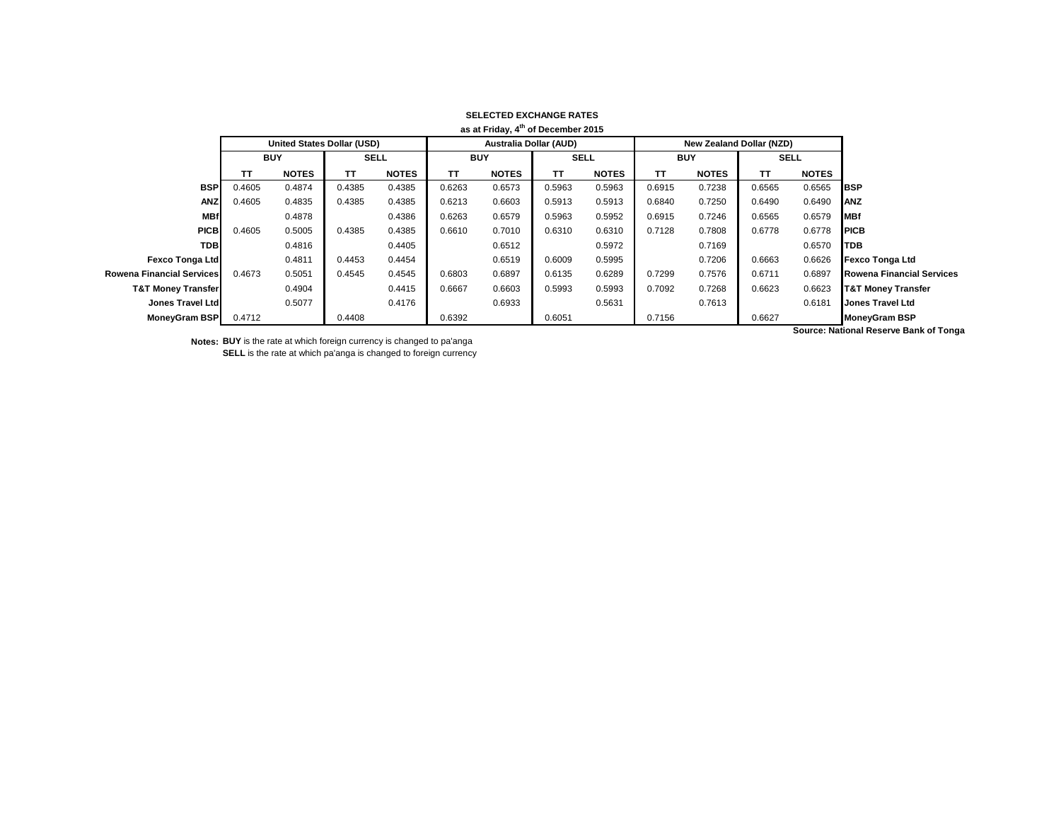**SELECTED EXCHANGE RATES**

**as at Friday, 4th of December 2015**

| | United States Dollar (USD) | | | | Australia Dollar (AUD) | | | | New Zealand Dollar (NZD) | | | | |
|---|---|---|---|---|---|---|---|---|---|---|---|---|---|
| | BUY | | SELL | | BUY | | SELL | | BUY | | SELL | | |
| | TT | NOTES | TT | NOTES | TT | NOTES | TT | NOTES | TT | NOTES | TT | NOTES | |
| **BSP** | 0.4605 | 0.4874 | 0.4385 | 0.4385 | 0.6263 | 0.6573 | 0.5963 | 0.5963 | 0.6915 | 0.7238 | 0.6565 | 0.6565 | **BSP** |
| **ANZ** | 0.4605 | 0.4835 | 0.4385 | 0.4385 | 0.6213 | 0.6603 | 0.5913 | 0.5913 | 0.6840 | 0.7250 | 0.6490 | 0.6490 | **ANZ** |
| **MBf** | | 0.4878 | | 0.4386 | 0.6263 | 0.6579 | 0.5963 | 0.5952 | 0.6915 | 0.7246 | 0.6565 | 0.6579 | **MBf** |
| **PICB** | 0.4605 | 0.5005 | 0.4385 | 0.4385 | 0.6610 | 0.7010 | 0.6310 | 0.6310 | 0.7128 | 0.7808 | 0.6778 | 0.6778 | **PICB** |
| **TDB** | | 0.4816 | | 0.4405 | | 0.6512 | | 0.5972 | | 0.7169 | | 0.6570 | **TDB** |
| **Fexco Tonga Ltd** | | 0.4811 | 0.4453 | 0.4454 | | 0.6519 | 0.6009 | 0.5995 | | 0.7206 | 0.6663 | 0.6626 | **Fexco Tonga Ltd** |
| **Rowena Financial Services** | 0.4673 | 0.5051 | 0.4545 | 0.4545 | 0.6803 | 0.6897 | 0.6135 | 0.6289 | 0.7299 | 0.7576 | 0.6711 | 0.6897 | **Rowena Financial Services** |
| **T&T Money Transfer** | | 0.4904 | | 0.4415 | 0.6667 | 0.6603 | 0.5993 | 0.5993 | 0.7092 | 0.7268 | 0.6623 | 0.6623 | **T&T Money Transfer** |
| **Jones Travel Ltd** | | 0.5077 | | 0.4176 | | 0.6933 | | 0.5631 | | 0.7613 | | 0.6181 | **Jones Travel Ltd** |
| **MoneyGram BSP** | 0.4712 | | 0.4408 | | 0.6392 | | 0.6051 | | 0.7156 | | 0.6627 | | **MoneyGram BSP** |

**Source: National Reserve Bank of Tonga**

**Notes:** **BUY** is the rate at which foreign currency is changed to pa'anga
**SELL** is the rate at which pa'anga is changed to foreign currency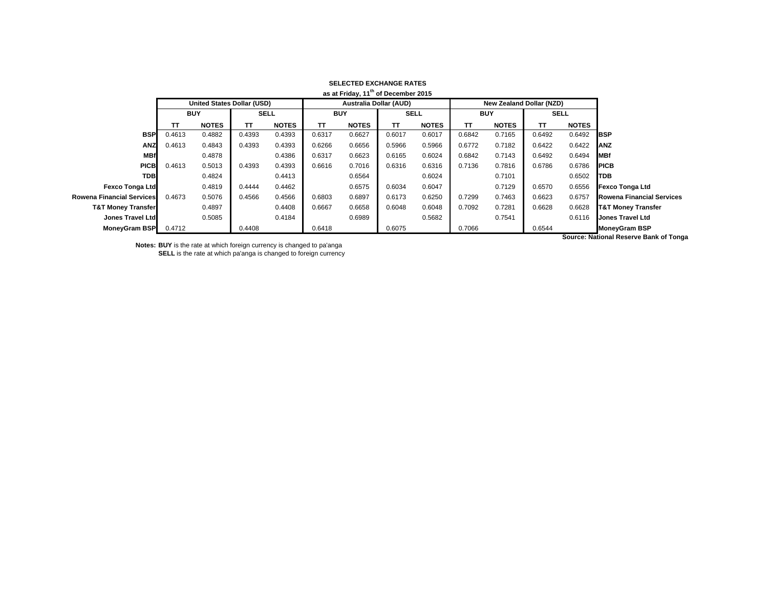**SELECTED EXCHANGE RATES**

**as at Friday, 11th of December 2015**

| | United States Dollar (USD) | | | | Australia Dollar (AUD) | | | | New Zealand Dollar (NZD) | | | | |
|---|---|---|---|---|---|---|---|---|---|---|---|---|---|
| | BUY | | SELL | | BUY | | SELL | | BUY | | SELL | | |
| | TT | NOTES | TT | NOTES | TT | NOTES | TT | NOTES | TT | NOTES | TT | NOTES | |
| **BSP** | 0.4613 | 0.4882 | 0.4393 | 0.4393 | 0.6317 | 0.6627 | 0.6017 | 0.6017 | 0.6842 | 0.7165 | 0.6492 | 0.6492 | **BSP** |
| **ANZ** | 0.4613 | 0.4843 | 0.4393 | 0.4393 | 0.6266 | 0.6656 | 0.5966 | 0.5966 | 0.6772 | 0.7182 | 0.6422 | 0.6422 | **ANZ** |
| **MBf** | | 0.4878 | | 0.4386 | 0.6317 | 0.6623 | 0.6165 | 0.6024 | 0.6842 | 0.7143 | 0.6492 | 0.6494 | **MBf** |
| **PICB** | 0.4613 | 0.5013 | 0.4393 | 0.4393 | 0.6616 | 0.7016 | 0.6316 | 0.6316 | 0.7136 | 0.7816 | 0.6786 | 0.6786 | **PICB** |
| **TDB** | | 0.4824 | | 0.4413 | | 0.6564 | | 0.6024 | | 0.7101 | | 0.6502 | **TDB** |
| **Fexco Tonga Ltd** | | 0.4819 | 0.4444 | 0.4462 | | 0.6575 | 0.6034 | 0.6047 | | 0.7129 | 0.6570 | 0.6556 | **Fexco Tonga Ltd** |
| **Rowena Financial Services** | 0.4673 | 0.5076 | 0.4566 | 0.4566 | 0.6803 | 0.6897 | 0.6173 | 0.6250 | 0.7299 | 0.7463 | 0.6623 | 0.6757 | **Rowena Financial Services** |
| **T&T Money Transfer** | | 0.4897 | | 0.4408 | 0.6667 | 0.6658 | 0.6048 | 0.6048 | 0.7092 | 0.7281 | 0.6628 | 0.6628 | **T&T Money Transfer** |
| **Jones Travel Ltd** | | 0.5085 | | 0.4184 | | 0.6989 | | 0.5682 | | 0.7541 | | 0.6116 | **Jones Travel Ltd** |
| **MoneyGram BSP** | 0.4712 | | 0.4408 | | 0.6418 | | 0.6075 | | 0.7066 | | 0.6544 | | **MoneyGram BSP** |

**Source: National Reserve Bank of Tonga**

**Notes: BUY** is the rate at which foreign currency is changed to pa'anga
**SELL** is the rate at which pa'anga is changed to foreign currency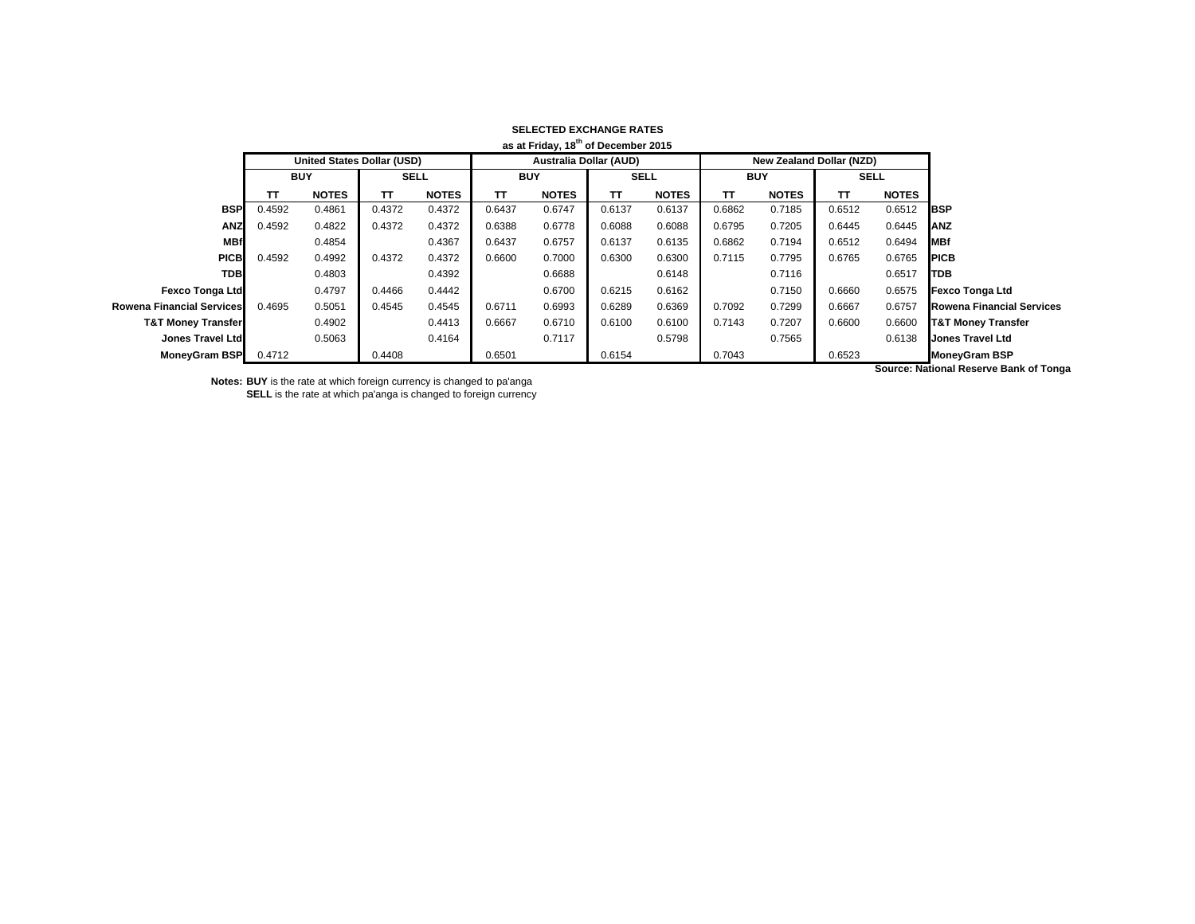**SELECTED EXCHANGE RATES**

**as at Friday, 18th of December 2015**

| | United States Dollar (USD) | | | | Australia Dollar (AUD) | | | | New Zealand Dollar (NZD) | | | | |
|---|---|---|---|---|---|---|---|---|---|---|---|---|---|
| | BUY | | SELL | | BUY | | SELL | | BUY | | SELL | | |
| | TT | NOTES | TT | NOTES | TT | NOTES | TT | NOTES | TT | NOTES | TT | NOTES | |
| **BSP** | 0.4592 | 0.4861 | 0.4372 | 0.4372 | 0.6437 | 0.6747 | 0.6137 | 0.6137 | 0.6862 | 0.7185 | 0.6512 | 0.6512 | **BSP** |
| **ANZ** | 0.4592 | 0.4822 | 0.4372 | 0.4372 | 0.6388 | 0.6778 | 0.6088 | 0.6088 | 0.6795 | 0.7205 | 0.6445 | 0.6445 | **ANZ** |
| **MBf** | | 0.4854 | | 0.4367 | 0.6437 | 0.6757 | 0.6137 | 0.6135 | 0.6862 | 0.7194 | 0.6512 | 0.6494 | **MBf** |
| **PICB** | 0.4592 | 0.4992 | 0.4372 | 0.4372 | 0.6600 | 0.7000 | 0.6300 | 0.6300 | 0.7115 | 0.7795 | 0.6765 | 0.6765 | **PICB** |
| **TDB** | | 0.4803 | | 0.4392 | | 0.6688 | | 0.6148 | | 0.7116 | | 0.6517 | **TDB** |
| **Fexco Tonga Ltd** | | 0.4797 | 0.4466 | 0.4442 | | 0.6700 | 0.6215 | 0.6162 | | 0.7150 | 0.6660 | 0.6575 | **Fexco Tonga Ltd** |
| **Rowena Financial Services** | 0.4695 | 0.5051 | 0.4545 | 0.4545 | 0.6711 | 0.6993 | 0.6289 | 0.6369 | 0.7092 | 0.7299 | 0.6667 | 0.6757 | **Rowena Financial Services** |
| **T&T Money Transfer** | | 0.4902 | | 0.4413 | 0.6667 | 0.6710 | 0.6100 | 0.6100 | 0.7143 | 0.7207 | 0.6600 | 0.6600 | **T&T Money Transfer** |
| **Jones Travel Ltd** | | 0.5063 | | 0.4164 | | 0.7117 | | 0.5798 | | 0.7565 | | 0.6138 | **Jones Travel Ltd** |
| **MoneyGram BSP** | 0.4712 | | 0.4408 | | 0.6501 | | 0.6154 | | 0.7043 | | 0.6523 | | **MoneyGram BSP** |

**Source: National Reserve Bank of Tonga**

**Notes:** **BUY** is the rate at which foreign currency is changed to pa'anga
**SELL** is the rate at which pa'anga is changed to foreign currency